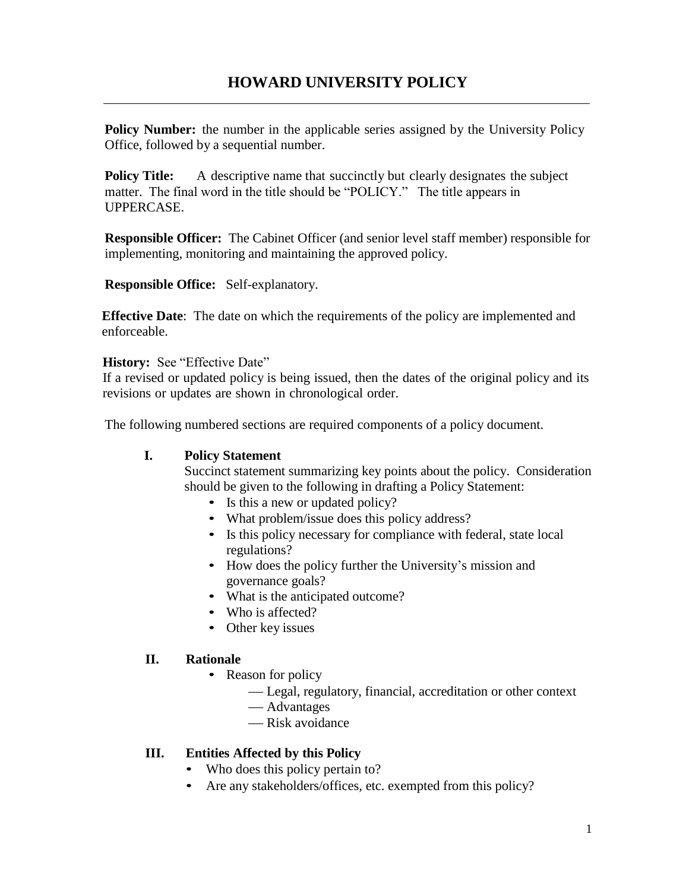# HOWARD UNIVERSITY POLICY

---

**Policy Number:** the number in the applicable series assigned by the University Policy Office, followed by a sequential number.

**Policy Title:** A descriptive name that succinctly but clearly designates the subject matter. The final word in the title should be "POLICY." The title appears in UPPERCASE.

**Responsible Officer:** The Cabinet Officer (and senior level staff member) responsible for implementing, monitoring and maintaining the approved policy.

**Responsible Office:** Self-explanatory.

**Effective Date**: The date on which the requirements of the policy are implemented and enforceable.

**History:** See "Effective Date"
If a revised or updated policy is being issued, then the dates of the original policy and its revisions or updates are shown in chronological order.

The following numbered sections are required components of a policy document.

## I. Policy Statement

Succinct statement summarizing key points about the policy. Consideration should be given to the following in drafting a Policy Statement:

- Is this a new or updated policy?
- What problem/issue does this policy address?
- Is this policy necessary for compliance with federal, state local regulations?
- How does the policy further the University's mission and governance goals?
- What is the anticipated outcome?
- Who is affected?
- Other key issues

## II. Rationale

- Reason for policy
  - Legal, regulatory, financial, accreditation or other context
  - Advantages
  - Risk avoidance

## III. Entities Affected by this Policy

- Who does this policy pertain to?
- Are any stakeholders/offices, etc. exempted from this policy?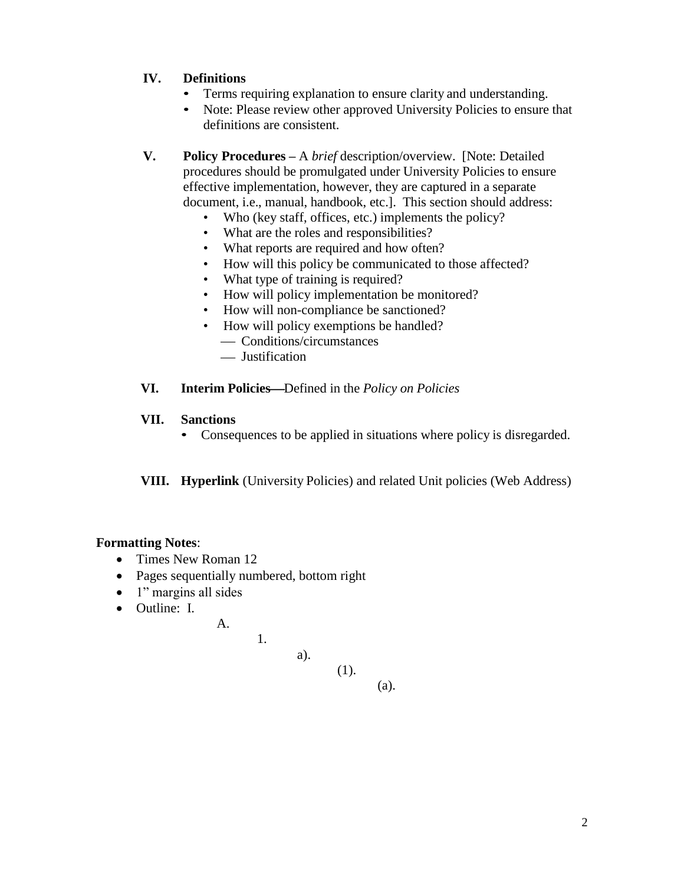## IV. Definitions

- Terms requiring explanation to ensure clarity and understanding.
- Note: Please review other approved University Policies to ensure that definitions are consistent.

## V. Policy Procedures – A *brief* description/overview. [Note: Detailed procedures should be promulgated under University Policies to ensure effective implementation, however, they are captured in a separate document, i.e., manual, handbook, etc.]. This section should address:

- Who (key staff, offices, etc.) implements the policy?
- What are the roles and responsibilities?
- What reports are required and how often?
- How will this policy be communicated to those affected?
- What type of training is required?
- How will policy implementation be monitored?
- How will non-compliance be sanctioned?
- How will policy exemptions be handled?
    - Conditions/circumstances
    - Justification

## VI. Interim Policies—Defined in the *Policy on Policies*

## VII. Sanctions

- Consequences to be applied in situations where policy is disregarded.

## VIII. Hyperlink (University Policies) and related Unit policies (Web Address)

**Formatting Notes**:

- Times New Roman 12
- Pages sequentially numbered, bottom right
- 1" margins all sides
- Outline: I.
    - A.
        - 1.
            - a).
                - (1).
                    - (a).